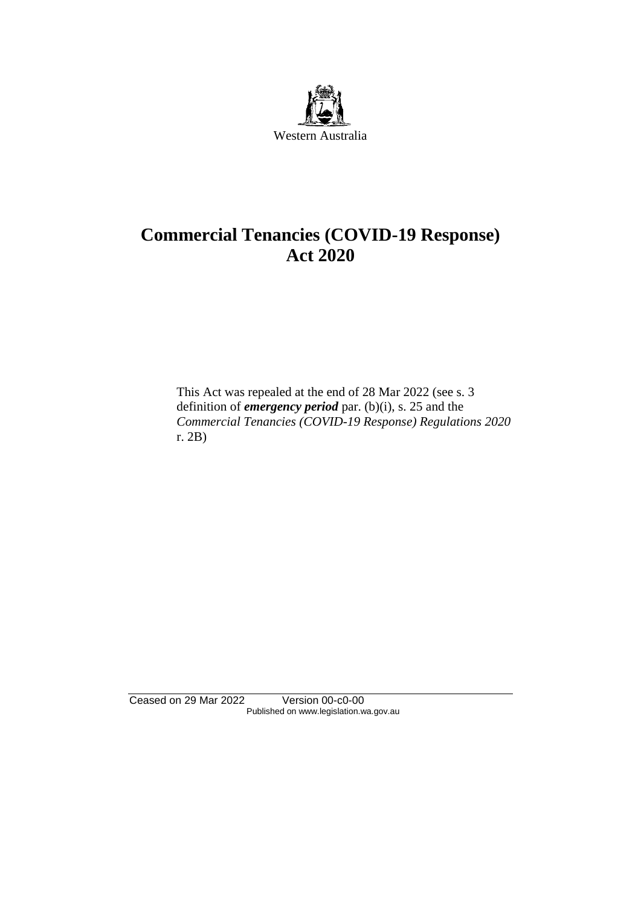Western Australia

# Commercial Tenancies (COVID-19 Response) Act 2020

This Act was repealed at the end of 28 Mar 2022 (see s. 3 definition of ***emergency period*** par. (b)(i), s. 25 and the *Commercial Tenancies (COVID-19 Response) Regulations 2020* r. 2B)

Ceased on 29 Mar 2022 Version 00-c0-00
Published on www.legislation.wa.gov.au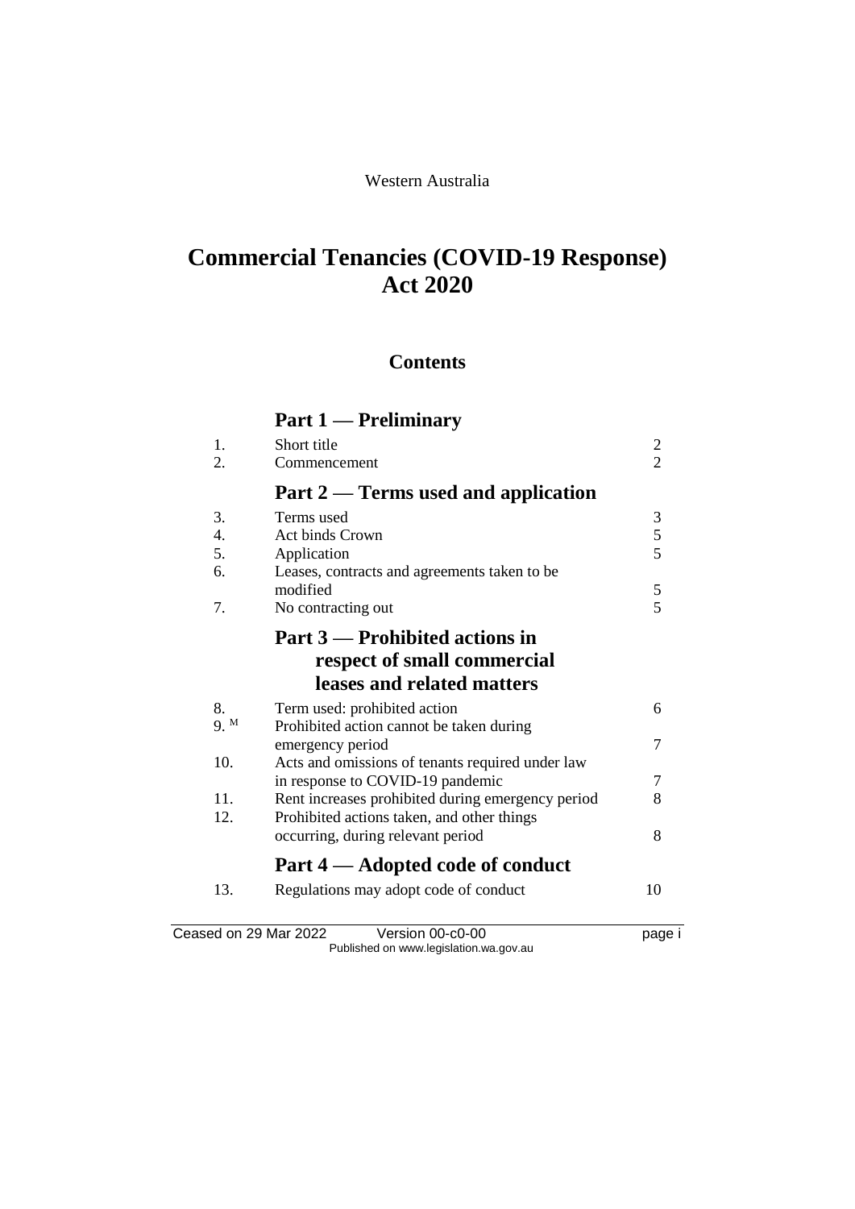Western Australia

# Commercial Tenancies (COVID-19 Response) Act 2020

## Contents

### Part 1 — Preliminary

| | | |
|---|---|---|
| 1. | Short title | 2 |
| 2. | Commencement | 2 |

### Part 2 — Terms used and application

| | | |
|---|---|---|
| 3. | Terms used | 3 |
| 4. | Act binds Crown | 5 |
| 5. | Application | 5 |
| 6. | Leases, contracts and agreements taken to be modified | 5 |
| 7. | No contracting out | 5 |

### Part 3 — Prohibited actions in respect of small commercial leases and related matters

| | | |
|---|---|---|
| 8. | Term used: prohibited action | 6 |
| 9. [M] | Prohibited action cannot be taken during emergency period | 7 |
| 10. | Acts and omissions of tenants required under law in response to COVID-19 pandemic | 7 |
| 11. | Rent increases prohibited during emergency period | 8 |
| 12. | Prohibited actions taken, and other things occurring, during relevant period | 8 |

### Part 4 — Adopted code of conduct

| | | |
|---|---|---|
| 13. | Regulations may adopt code of conduct | 10 |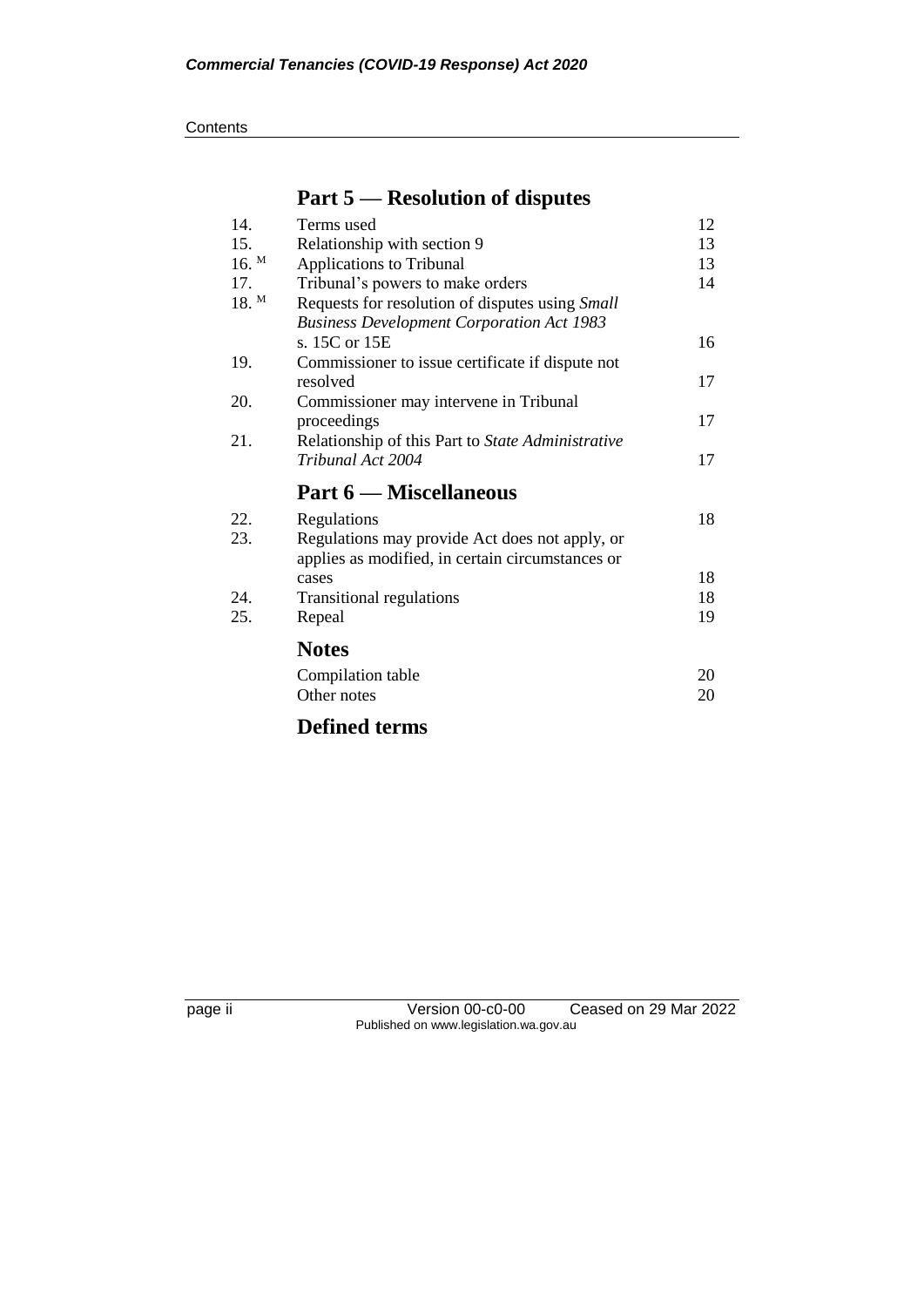## Part 5 — Resolution of disputes

| | | |
|---|---|---|
| 14. | Terms used | 12 |
| 15. | Relationship with section 9 | 13 |
| 16. M | Applications to Tribunal | 13 |
| 17. | Tribunal's powers to make orders | 14 |
| 18. M | Requests for resolution of disputes using *Small Business Development Corporation Act 1983* s. 15C or 15E | 16 |
| 19. | Commissioner to issue certificate if dispute not resolved | 17 |
| 20. | Commissioner may intervene in Tribunal proceedings | 17 |
| 21. | Relationship of this Part to *State Administrative Tribunal Act 2004* | 17 |

## Part 6 — Miscellaneous

| | | |
|---|---|---|
| 22. | Regulations | 18 |
| 23. | Regulations may provide Act does not apply, or applies as modified, in certain circumstances or cases | 18 |
| 24. | Transitional regulations | 18 |
| 25. | Repeal | 19 |

## Notes

| | |
|---|---|
| Compilation table | 20 |
| Other notes | 20 |

## Defined terms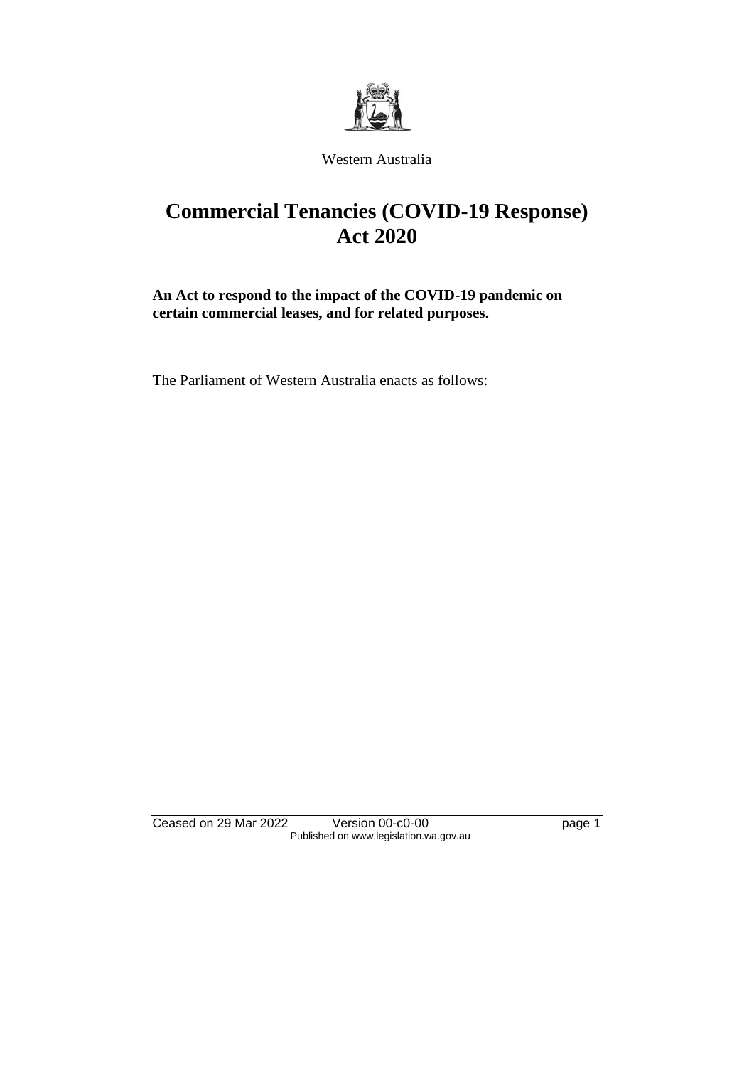Western Australia

# Commercial Tenancies (COVID-19 Response) Act 2020

**An Act to respond to the impact of the COVID-19 pandemic on certain commercial leases, and for related purposes.**

The Parliament of Western Australia enacts as follows: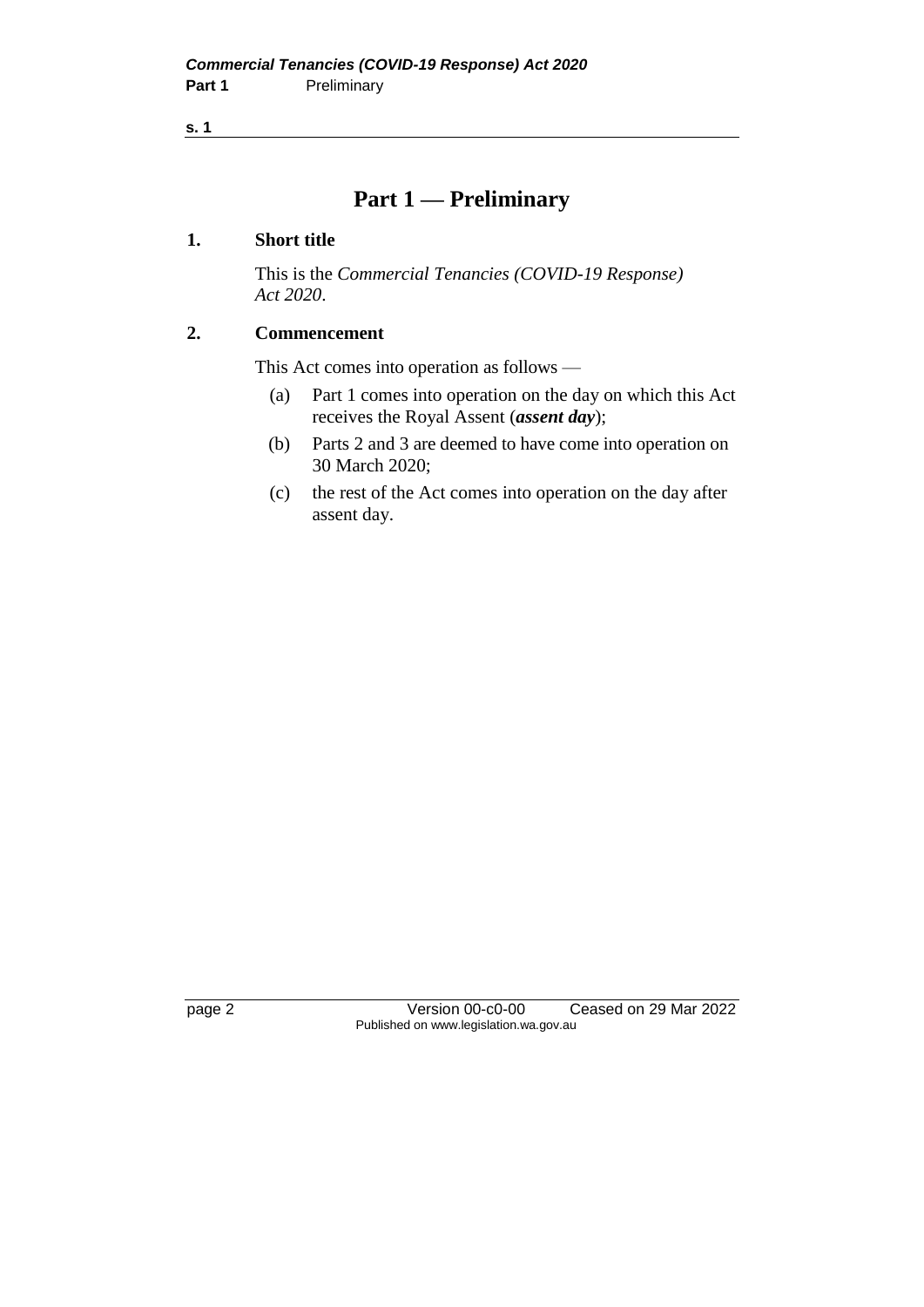# Part 1 — Preliminary

### 1. Short title

This is the *Commercial Tenancies (COVID-19 Response) Act 2020*.

### 2. Commencement

This Act comes into operation as follows —

(a) Part 1 comes into operation on the day on which this Act receives the Royal Assent (***assent day***);

(b) Parts 2 and 3 are deemed to have come into operation on 30 March 2020;

(c) the rest of the Act comes into operation on the day after assent day.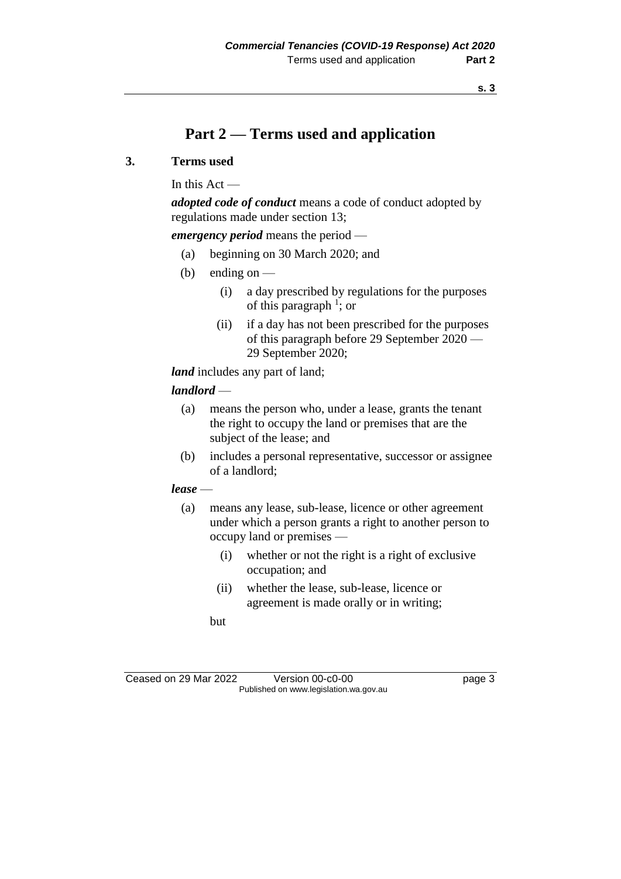# Part 2 — Terms used and application

## 3. Terms used

In this Act —

***adopted code of conduct*** means a code of conduct adopted by regulations made under section 13;

***emergency period*** means the period —

- (a) beginning on 30 March 2020; and
- (b) ending on —
  - (i) a day prescribed by regulations for the purposes of this paragraph [1]; or
  - (ii) if a day has not been prescribed for the purposes of this paragraph before 29 September 2020 — 29 September 2020;

***land*** includes any part of land;

***landlord*** —

- (a) means the person who, under a lease, grants the tenant the right to occupy the land or premises that are the subject of the lease; and
- (b) includes a personal representative, successor or assignee of a landlord;

***lease*** —

- (a) means any lease, sub-lease, licence or other agreement under which a person grants a right to another person to occupy land or premises —
  - (i) whether or not the right is a right of exclusive occupation; and
  - (ii) whether the lease, sub-lease, licence or agreement is made orally or in writing;

  but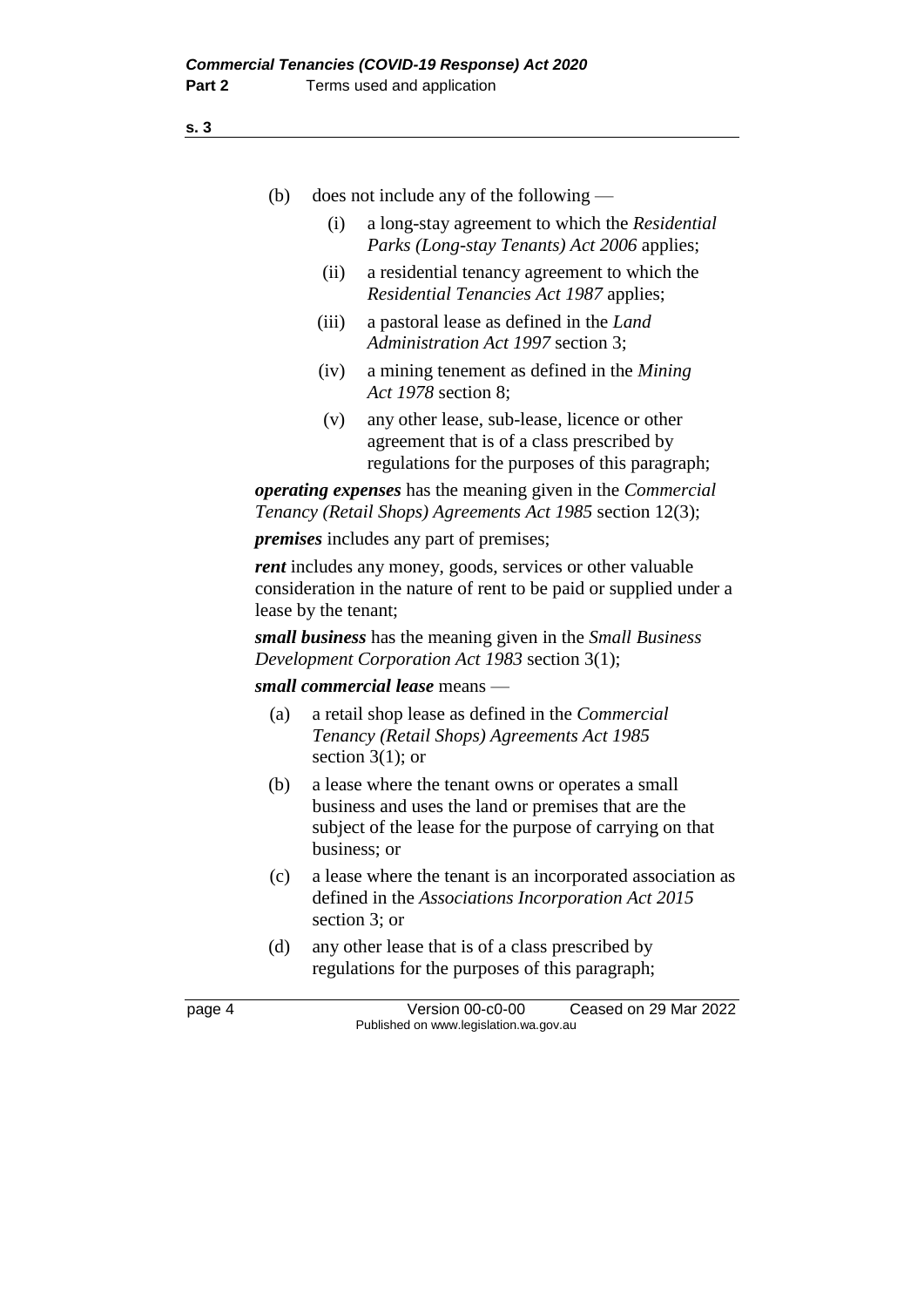(b) does not include any of the following —

(i) a long-stay agreement to which the *Residential Parks (Long-stay Tenants) Act 2006* applies;

(ii) a residential tenancy agreement to which the *Residential Tenancies Act 1987* applies;

(iii) a pastoral lease as defined in the *Land Administration Act 1997* section 3;

(iv) a mining tenement as defined in the *Mining Act 1978* section 8;

(v) any other lease, sub-lease, licence or other agreement that is of a class prescribed by regulations for the purposes of this paragraph;

***operating expenses*** has the meaning given in the *Commercial Tenancy (Retail Shops) Agreements Act 1985* section 12(3);

***premises*** includes any part of premises;

***rent*** includes any money, goods, services or other valuable consideration in the nature of rent to be paid or supplied under a lease by the tenant;

***small business*** has the meaning given in the *Small Business Development Corporation Act 1983* section 3(1);

***small commercial lease*** means —

(a) a retail shop lease as defined in the *Commercial Tenancy (Retail Shops) Agreements Act 1985* section 3(1); or

(b) a lease where the tenant owns or operates a small business and uses the land or premises that are the subject of the lease for the purpose of carrying on that business; or

(c) a lease where the tenant is an incorporated association as defined in the *Associations Incorporation Act 2015* section 3; or

(d) any other lease that is of a class prescribed by regulations for the purposes of this paragraph;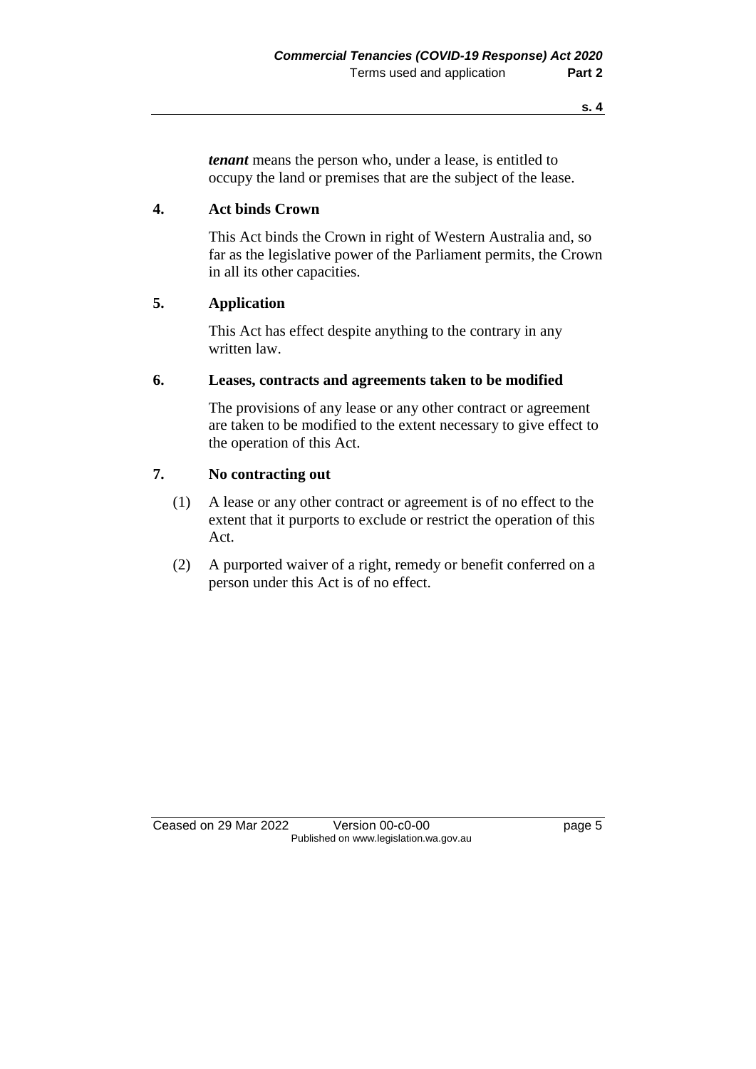***tenant*** means the person who, under a lease, is entitled to occupy the land or premises that are the subject of the lease.

## 4. Act binds Crown

This Act binds the Crown in right of Western Australia and, so far as the legislative power of the Parliament permits, the Crown in all its other capacities.

## 5. Application

This Act has effect despite anything to the contrary in any written law.

## 6. Leases, contracts and agreements taken to be modified

The provisions of any lease or any other contract or agreement are taken to be modified to the extent necessary to give effect to the operation of this Act.

## 7. No contracting out

(1) A lease or any other contract or agreement is of no effect to the extent that it purports to exclude or restrict the operation of this Act.

(2) A purported waiver of a right, remedy or benefit conferred on a person under this Act is of no effect.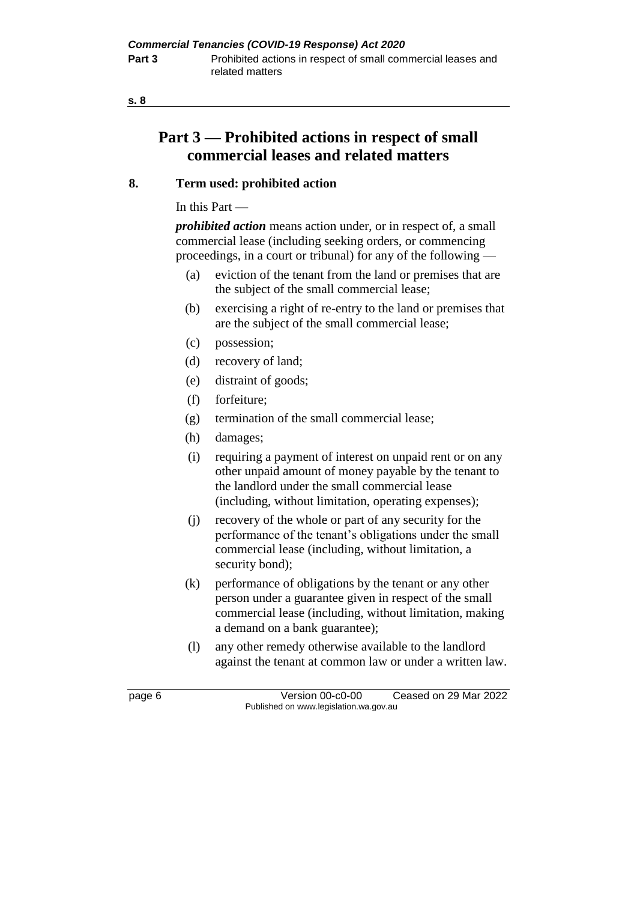# Part 3 — Prohibited actions in respect of small commercial leases and related matters

## 8. Term used: prohibited action

In this Part —

***prohibited action*** means action under, or in respect of, a small commercial lease (including seeking orders, or commencing proceedings, in a court or tribunal) for any of the following —

(a) eviction of the tenant from the land or premises that are the subject of the small commercial lease;

(b) exercising a right of re-entry to the land or premises that are the subject of the small commercial lease;

(c) possession;

(d) recovery of land;

(e) distraint of goods;

(f) forfeiture;

(g) termination of the small commercial lease;

(h) damages;

(i) requiring a payment of interest on unpaid rent or on any other unpaid amount of money payable by the tenant to the landlord under the small commercial lease (including, without limitation, operating expenses);

(j) recovery of the whole or part of any security for the performance of the tenant's obligations under the small commercial lease (including, without limitation, a security bond);

(k) performance of obligations by the tenant or any other person under a guarantee given in respect of the small commercial lease (including, without limitation, making a demand on a bank guarantee);

(l) any other remedy otherwise available to the landlord against the tenant at common law or under a written law.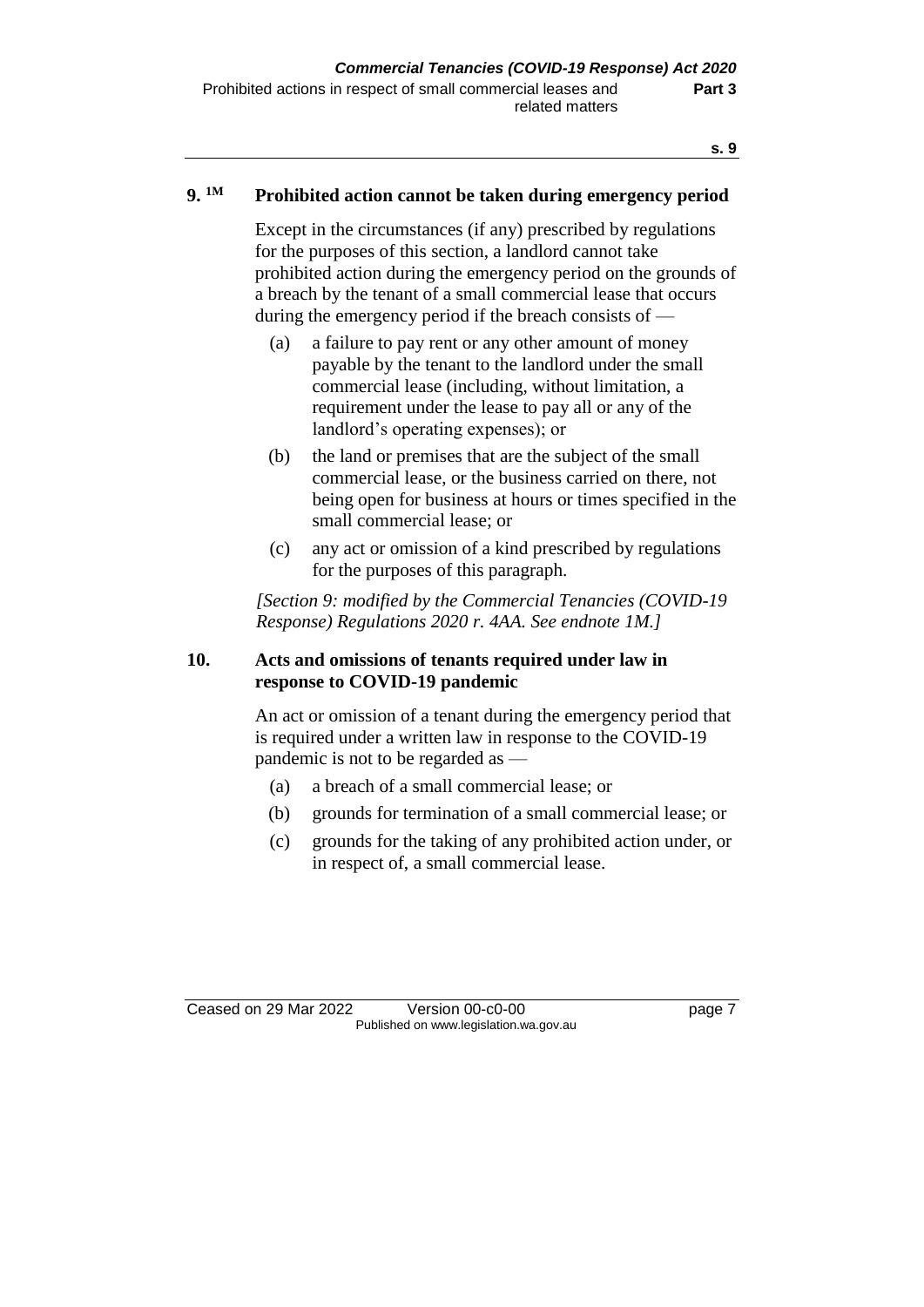## 9. [1M] Prohibited action cannot be taken during emergency period

Except in the circumstances (if any) prescribed by regulations for the purposes of this section, a landlord cannot take prohibited action during the emergency period on the grounds of a breach by the tenant of a small commercial lease that occurs during the emergency period if the breach consists of —

(a) a failure to pay rent or any other amount of money payable by the tenant to the landlord under the small commercial lease (including, without limitation, a requirement under the lease to pay all or any of the landlord's operating expenses); or

(b) the land or premises that are the subject of the small commercial lease, or the business carried on there, not being open for business at hours or times specified in the small commercial lease; or

(c) any act or omission of a kind prescribed by regulations for the purposes of this paragraph.

*[Section 9: modified by the Commercial Tenancies (COVID-19 Response) Regulations 2020 r. 4AA. See endnote 1M.]*

## 10. Acts and omissions of tenants required under law in response to COVID-19 pandemic

An act or omission of a tenant during the emergency period that is required under a written law in response to the COVID-19 pandemic is not to be regarded as —

(a) a breach of a small commercial lease; or

(b) grounds for termination of a small commercial lease; or

(c) grounds for the taking of any prohibited action under, or in respect of, a small commercial lease.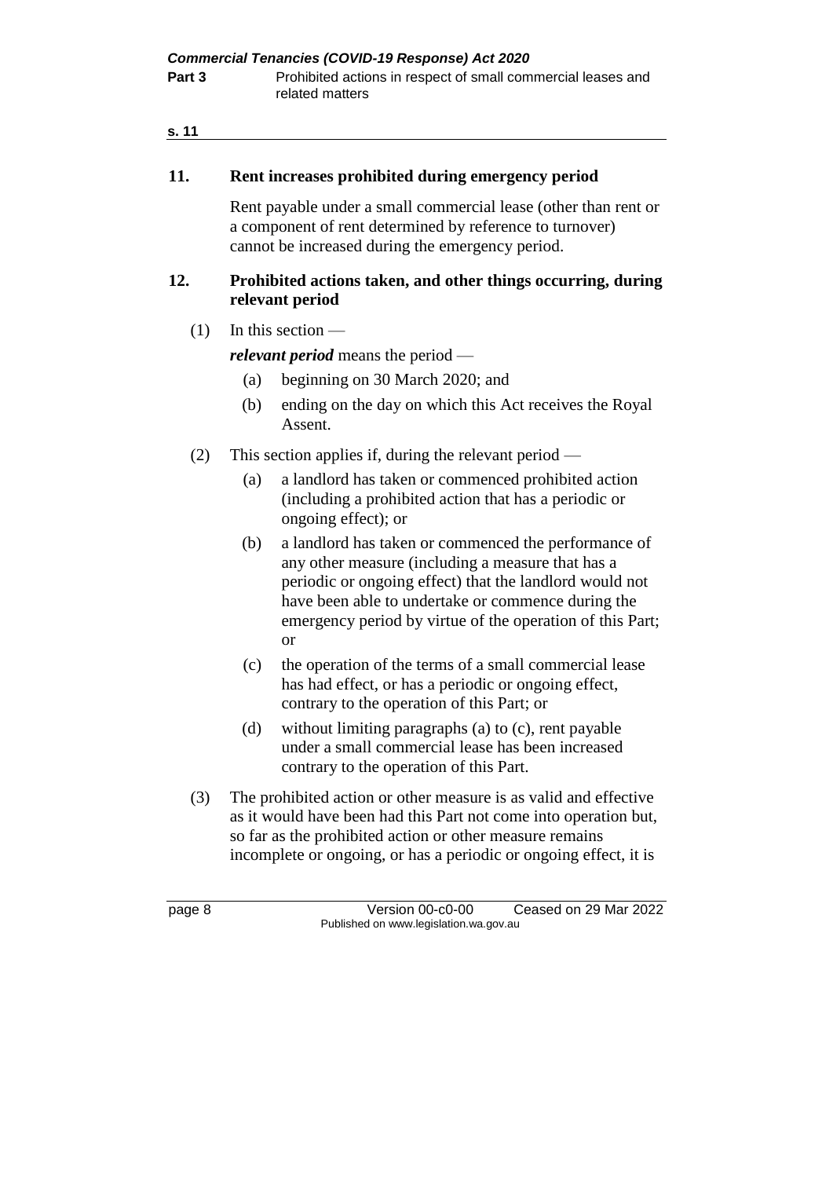## 11. Rent increases prohibited during emergency period

Rent payable under a small commercial lease (other than rent or a component of rent determined by reference to turnover) cannot be increased during the emergency period.

## 12. Prohibited actions taken, and other things occurring, during relevant period

(1) In this section —

***relevant period*** means the period —

- (a) beginning on 30 March 2020; and
- (b) ending on the day on which this Act receives the Royal Assent.

(2) This section applies if, during the relevant period —

- (a) a landlord has taken or commenced prohibited action (including a prohibited action that has a periodic or ongoing effect); or
- (b) a landlord has taken or commenced the performance of any other measure (including a measure that has a periodic or ongoing effect) that the landlord would not have been able to undertake or commence during the emergency period by virtue of the operation of this Part; or
- (c) the operation of the terms of a small commercial lease has had effect, or has a periodic or ongoing effect, contrary to the operation of this Part; or
- (d) without limiting paragraphs (a) to (c), rent payable under a small commercial lease has been increased contrary to the operation of this Part.

(3) The prohibited action or other measure is as valid and effective as it would have been had this Part not come into operation but, so far as the prohibited action or other measure remains incomplete or ongoing, or has a periodic or ongoing effect, it is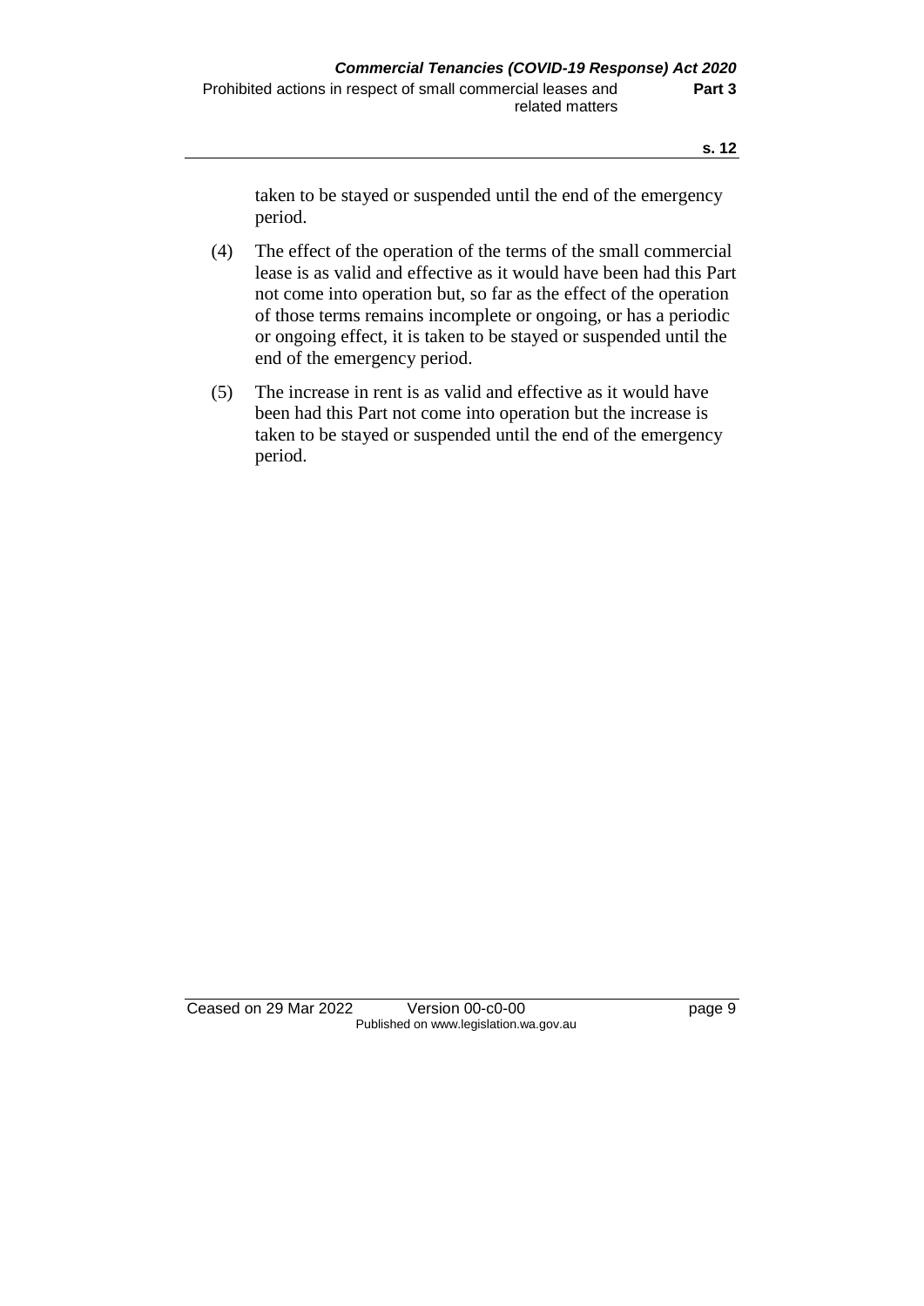taken to be stayed or suspended until the end of the emergency period.

(4) The effect of the operation of the terms of the small commercial lease is as valid and effective as it would have been had this Part not come into operation but, so far as the effect of the operation of those terms remains incomplete or ongoing, or has a periodic or ongoing effect, it is taken to be stayed or suspended until the end of the emergency period.

(5) The increase in rent is as valid and effective as it would have been had this Part not come into operation but the increase is taken to be stayed or suspended until the end of the emergency period.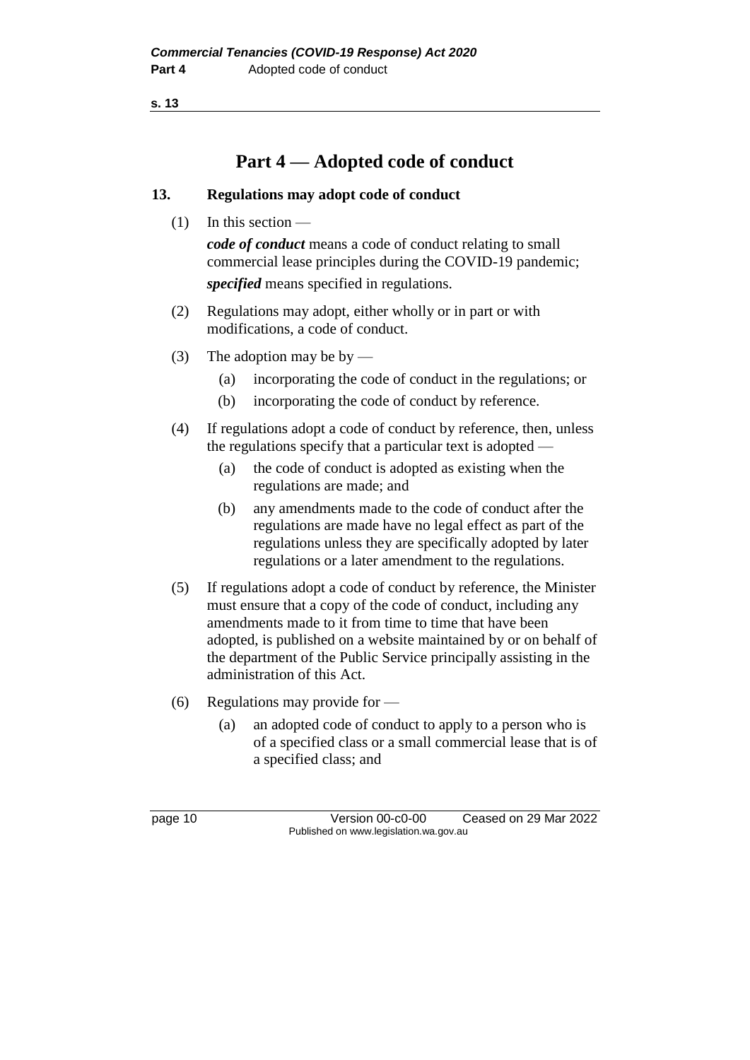# Part 4 — Adopted code of conduct

## 13. Regulations may adopt code of conduct

(1) In this section —

***code of conduct*** means a code of conduct relating to small commercial lease principles during the COVID-19 pandemic;

***specified*** means specified in regulations.

(2) Regulations may adopt, either wholly or in part or with modifications, a code of conduct.

(3) The adoption may be by —

- (a) incorporating the code of conduct in the regulations; or
- (b) incorporating the code of conduct by reference.

(4) If regulations adopt a code of conduct by reference, then, unless the regulations specify that a particular text is adopted —

- (a) the code of conduct is adopted as existing when the regulations are made; and
- (b) any amendments made to the code of conduct after the regulations are made have no legal effect as part of the regulations unless they are specifically adopted by later regulations or a later amendment to the regulations.

(5) If regulations adopt a code of conduct by reference, the Minister must ensure that a copy of the code of conduct, including any amendments made to it from time to time that have been adopted, is published on a website maintained by or on behalf of the department of the Public Service principally assisting in the administration of this Act.

(6) Regulations may provide for —

- (a) an adopted code of conduct to apply to a person who is of a specified class or a small commercial lease that is of a specified class; and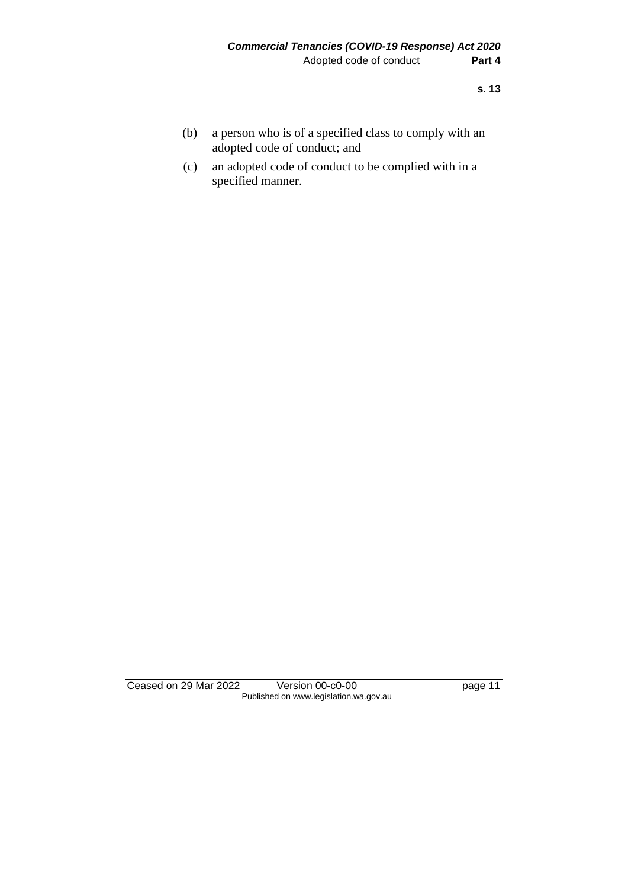(b) a person who is of a specified class to comply with an adopted code of conduct; and

(c) an adopted code of conduct to be complied with in a specified manner.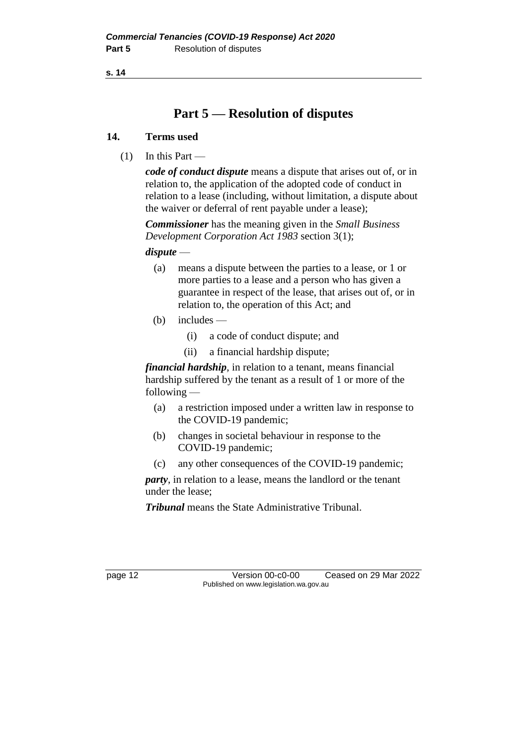# Part 5 — Resolution of disputes

## 14. Terms used

(1) In this Part —

***code of conduct dispute*** means a dispute that arises out of, or in relation to, the application of the adopted code of conduct in relation to a lease (including, without limitation, a dispute about the waiver or deferral of rent payable under a lease);

***Commissioner*** has the meaning given in the *Small Business Development Corporation Act 1983* section 3(1);

***dispute*** —

- (a) means a dispute between the parties to a lease, or 1 or more parties to a lease and a person who has given a guarantee in respect of the lease, that arises out of, or in relation to, the operation of this Act; and
- (b) includes —
  - (i) a code of conduct dispute; and
  - (ii) a financial hardship dispute;

***financial hardship***, in relation to a tenant, means financial hardship suffered by the tenant as a result of 1 or more of the following —

- (a) a restriction imposed under a written law in response to the COVID-19 pandemic;
- (b) changes in societal behaviour in response to the COVID-19 pandemic;
- (c) any other consequences of the COVID-19 pandemic;

***party***, in relation to a lease, means the landlord or the tenant under the lease;

***Tribunal*** means the State Administrative Tribunal.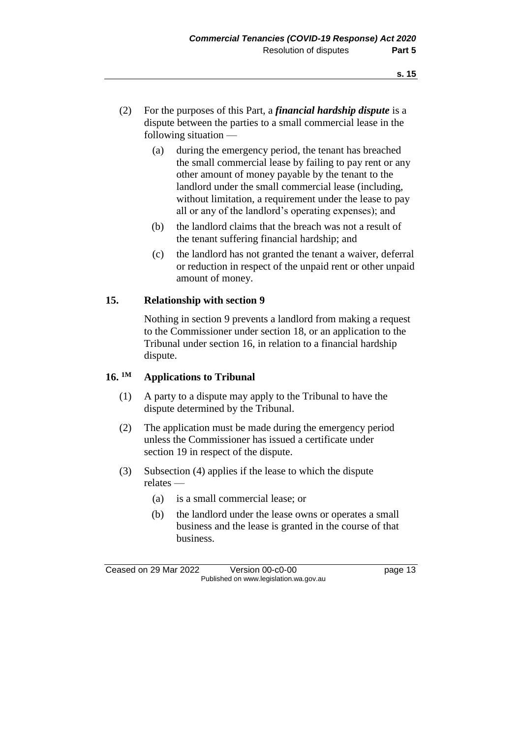(2) For the purposes of this Part, a ***financial hardship dispute*** is a dispute between the parties to a small commercial lease in the following situation —

(a) during the emergency period, the tenant has breached the small commercial lease by failing to pay rent or any other amount of money payable by the tenant to the landlord under the small commercial lease (including, without limitation, a requirement under the lease to pay all or any of the landlord's operating expenses); and

(b) the landlord claims that the breach was not a result of the tenant suffering financial hardship; and

(c) the landlord has not granted the tenant a waiver, deferral or reduction in respect of the unpaid rent or other unpaid amount of money.

### 15. Relationship with section 9

Nothing in section 9 prevents a landlord from making a request to the Commissioner under section 18, or an application to the Tribunal under section 16, in relation to a financial hardship dispute.

### 16. [1M] Applications to Tribunal

(1) A party to a dispute may apply to the Tribunal to have the dispute determined by the Tribunal.

(2) The application must be made during the emergency period unless the Commissioner has issued a certificate under section 19 in respect of the dispute.

(3) Subsection (4) applies if the lease to which the dispute relates —

(a) is a small commercial lease; or

(b) the landlord under the lease owns or operates a small business and the lease is granted in the course of that business.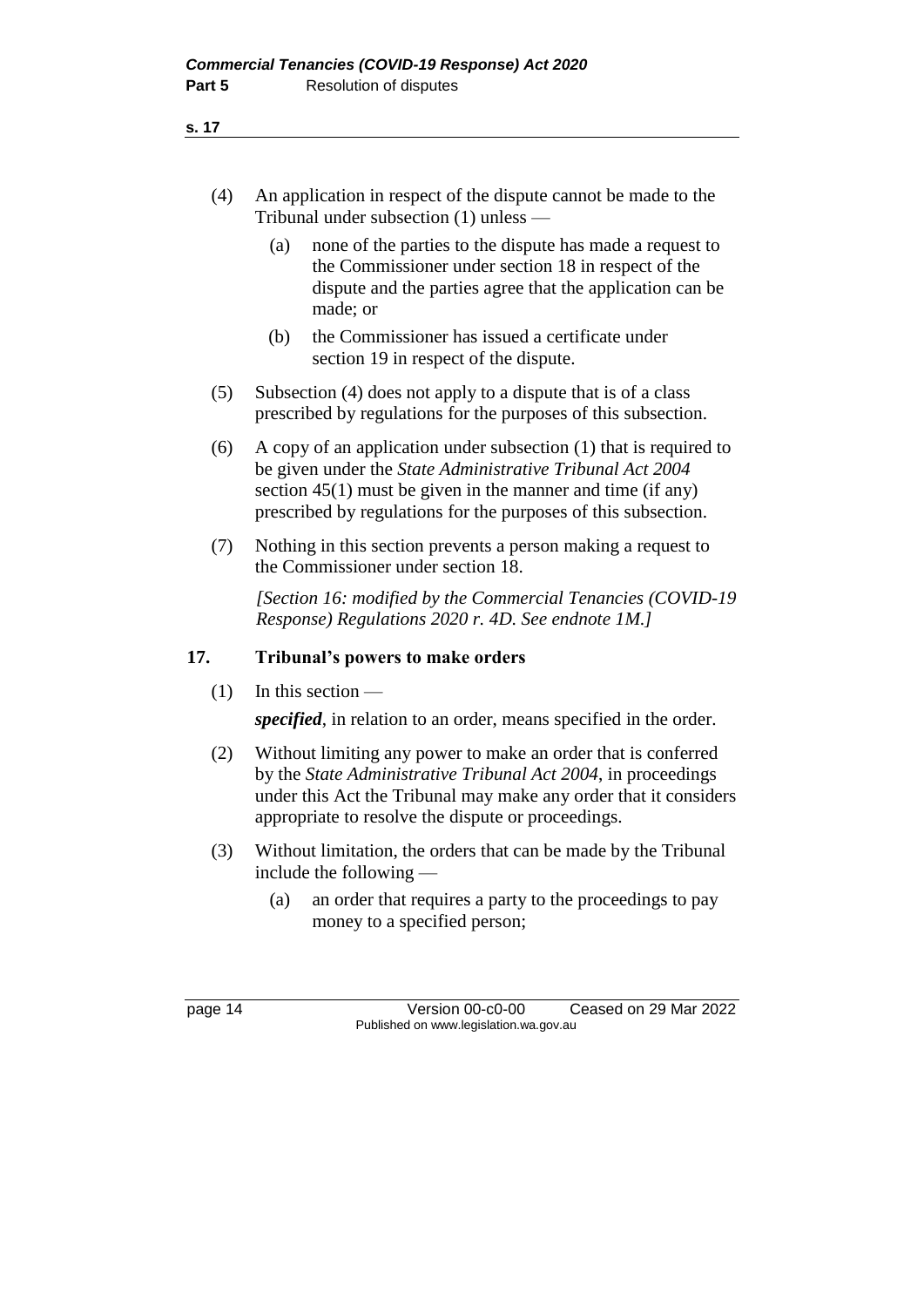(4) An application in respect of the dispute cannot be made to the Tribunal under subsection (1) unless —

   (a) none of the parties to the dispute has made a request to the Commissioner under section 18 in respect of the dispute and the parties agree that the application can be made; or

   (b) the Commissioner has issued a certificate under section 19 in respect of the dispute.

(5) Subsection (4) does not apply to a dispute that is of a class prescribed by regulations for the purposes of this subsection.

(6) A copy of an application under subsection (1) that is required to be given under the *State Administrative Tribunal Act 2004* section 45(1) must be given in the manner and time (if any) prescribed by regulations for the purposes of this subsection.

(7) Nothing in this section prevents a person making a request to the Commissioner under section 18.

*[Section 16: modified by the Commercial Tenancies (COVID-19 Response) Regulations 2020 r. 4D. See endnote 1M.]*

## 17. Tribunal's powers to make orders

(1) In this section —

***specified***, in relation to an order, means specified in the order.

(2) Without limiting any power to make an order that is conferred by the *State Administrative Tribunal Act 2004*, in proceedings under this Act the Tribunal may make any order that it considers appropriate to resolve the dispute or proceedings.

(3) Without limitation, the orders that can be made by the Tribunal include the following —

   (a) an order that requires a party to the proceedings to pay money to a specified person;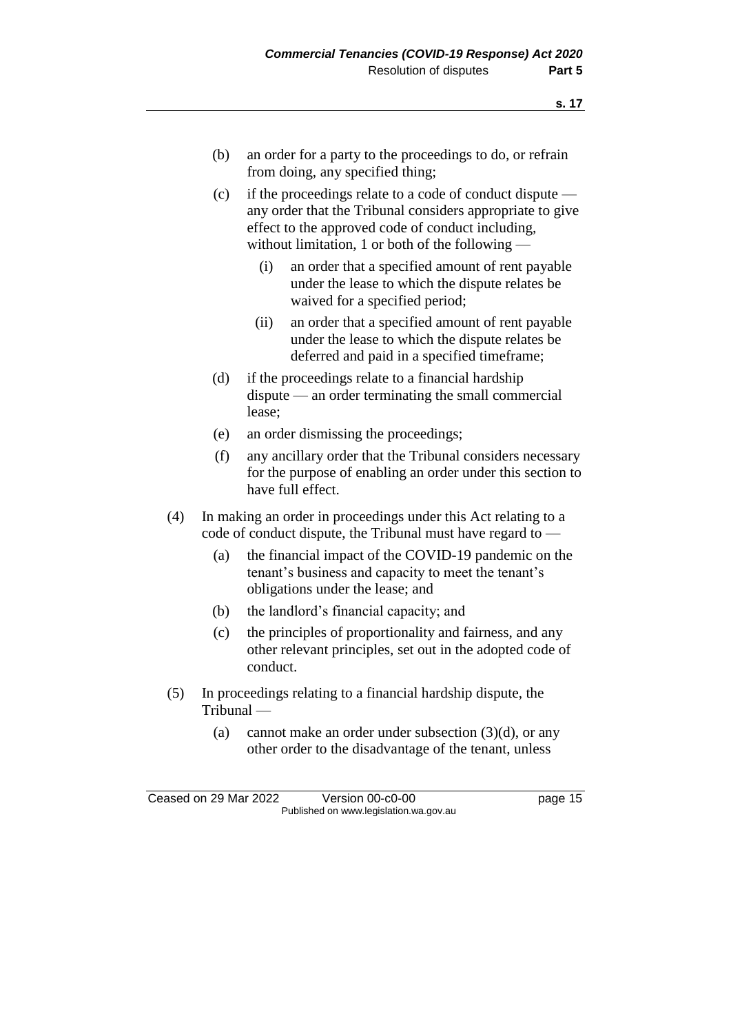(b) an order for a party to the proceedings to do, or refrain from doing, any specified thing;

(c) if the proceedings relate to a code of conduct dispute — any order that the Tribunal considers appropriate to give effect to the approved code of conduct including, without limitation, 1 or both of the following —

  (i) an order that a specified amount of rent payable under the lease to which the dispute relates be waived for a specified period;

  (ii) an order that a specified amount of rent payable under the lease to which the dispute relates be deferred and paid in a specified timeframe;

(d) if the proceedings relate to a financial hardship dispute — an order terminating the small commercial lease;

(e) an order dismissing the proceedings;

(f) any ancillary order that the Tribunal considers necessary for the purpose of enabling an order under this section to have full effect.

(4) In making an order in proceedings under this Act relating to a code of conduct dispute, the Tribunal must have regard to —

  (a) the financial impact of the COVID-19 pandemic on the tenant's business and capacity to meet the tenant's obligations under the lease; and

  (b) the landlord's financial capacity; and

  (c) the principles of proportionality and fairness, and any other relevant principles, set out in the adopted code of conduct.

(5) In proceedings relating to a financial hardship dispute, the Tribunal —

  (a) cannot make an order under subsection (3)(d), or any other order to the disadvantage of the tenant, unless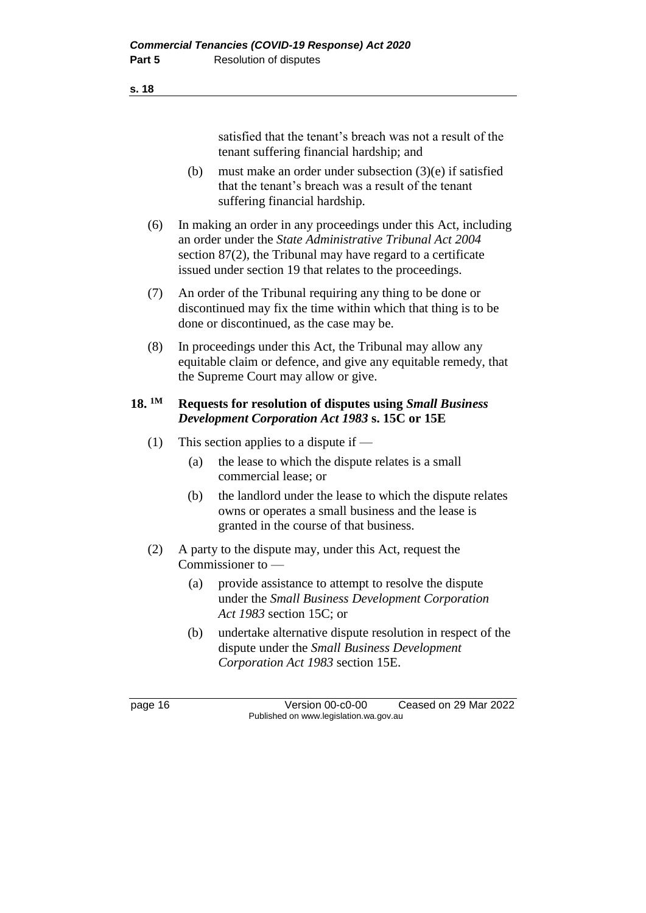satisfied that the tenant's breach was not a result of the tenant suffering financial hardship; and

(b) must make an order under subsection (3)(e) if satisfied that the tenant's breach was a result of the tenant suffering financial hardship.

(6) In making an order in any proceedings under this Act, including an order under the *State Administrative Tribunal Act 2004* section 87(2), the Tribunal may have regard to a certificate issued under section 19 that relates to the proceedings.

(7) An order of the Tribunal requiring any thing to be done or discontinued may fix the time within which that thing is to be done or discontinued, as the case may be.

(8) In proceedings under this Act, the Tribunal may allow any equitable claim or defence, and give any equitable remedy, that the Supreme Court may allow or give.

**18. [1M] Requests for resolution of disputes using *Small Business Development Corporation Act 1983* s. 15C or 15E**

(1) This section applies to a dispute if —

(a) the lease to which the dispute relates is a small commercial lease; or

(b) the landlord under the lease to which the dispute relates owns or operates a small business and the lease is granted in the course of that business.

(2) A party to the dispute may, under this Act, request the Commissioner to —

(a) provide assistance to attempt to resolve the dispute under the *Small Business Development Corporation Act 1983* section 15C; or

(b) undertake alternative dispute resolution in respect of the dispute under the *Small Business Development Corporation Act 1983* section 15E.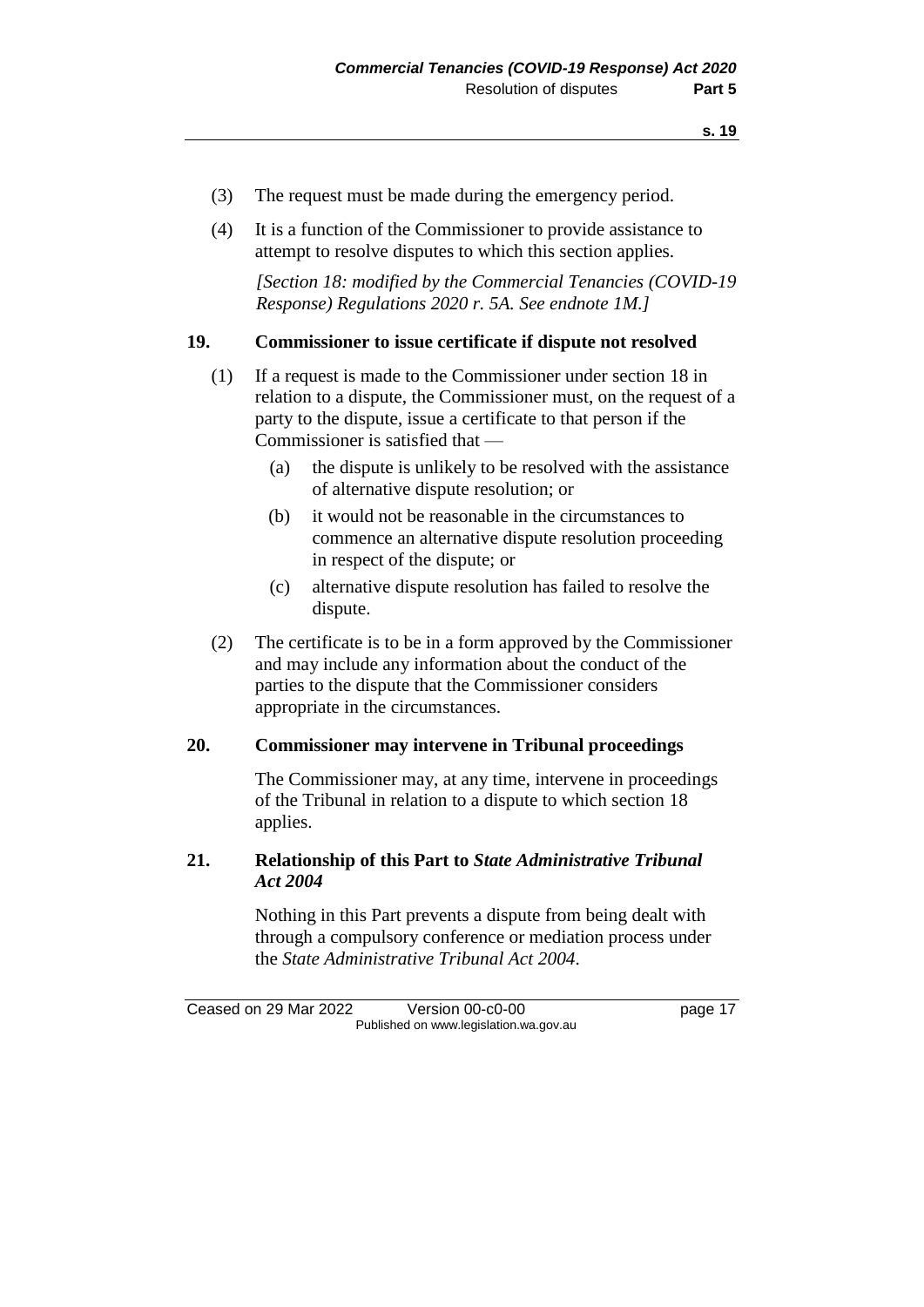(3) The request must be made during the emergency period.

(4) It is a function of the Commissioner to provide assistance to attempt to resolve disputes to which this section applies.

*[Section 18: modified by the Commercial Tenancies (COVID-19 Response) Regulations 2020 r. 5A. See endnote 1M.]*

## 19. Commissioner to issue certificate if dispute not resolved

(1) If a request is made to the Commissioner under section 18 in relation to a dispute, the Commissioner must, on the request of a party to the dispute, issue a certificate to that person if the Commissioner is satisfied that —

(a) the dispute is unlikely to be resolved with the assistance of alternative dispute resolution; or

(b) it would not be reasonable in the circumstances to commence an alternative dispute resolution proceeding in respect of the dispute; or

(c) alternative dispute resolution has failed to resolve the dispute.

(2) The certificate is to be in a form approved by the Commissioner and may include any information about the conduct of the parties to the dispute that the Commissioner considers appropriate in the circumstances.

## 20. Commissioner may intervene in Tribunal proceedings

The Commissioner may, at any time, intervene in proceedings of the Tribunal in relation to a dispute to which section 18 applies.

## 21. Relationship of this Part to *State Administrative Tribunal Act 2004*

Nothing in this Part prevents a dispute from being dealt with through a compulsory conference or mediation process under the *State Administrative Tribunal Act 2004*.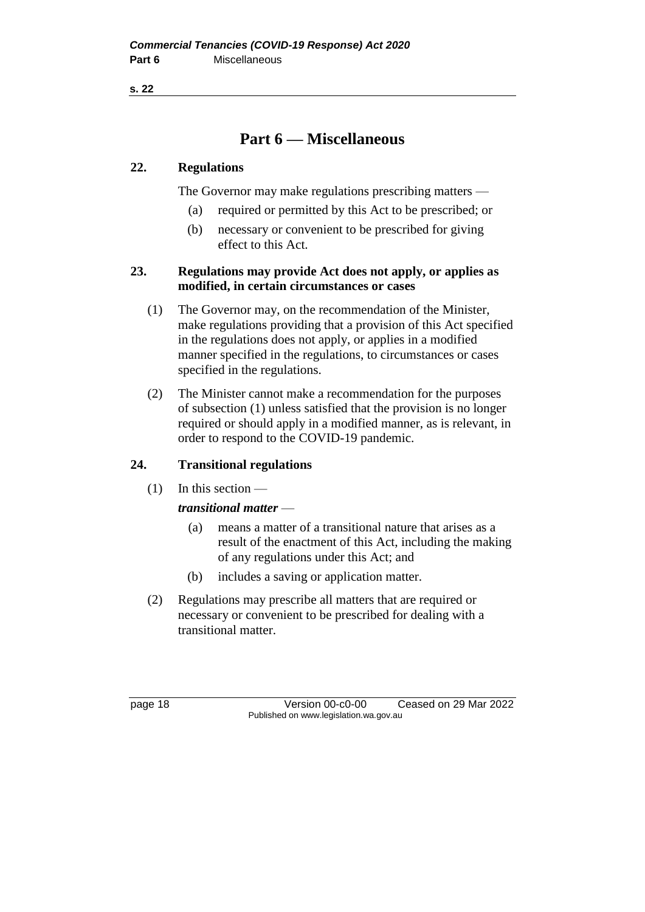# Part 6 — Miscellaneous

## 22. Regulations

The Governor may make regulations prescribing matters —

(a) required or permitted by this Act to be prescribed; or

(b) necessary or convenient to be prescribed for giving effect to this Act.

## 23. Regulations may provide Act does not apply, or applies as modified, in certain circumstances or cases

(1) The Governor may, on the recommendation of the Minister, make regulations providing that a provision of this Act specified in the regulations does not apply, or applies in a modified manner specified in the regulations, to circumstances or cases specified in the regulations.

(2) The Minister cannot make a recommendation for the purposes of subsection (1) unless satisfied that the provision is no longer required or should apply in a modified manner, as is relevant, in order to respond to the COVID-19 pandemic.

## 24. Transitional regulations

(1) In this section —

***transitional matter*** —

(a) means a matter of a transitional nature that arises as a result of the enactment of this Act, including the making of any regulations under this Act; and

(b) includes a saving or application matter.

(2) Regulations may prescribe all matters that are required or necessary or convenient to be prescribed for dealing with a transitional matter.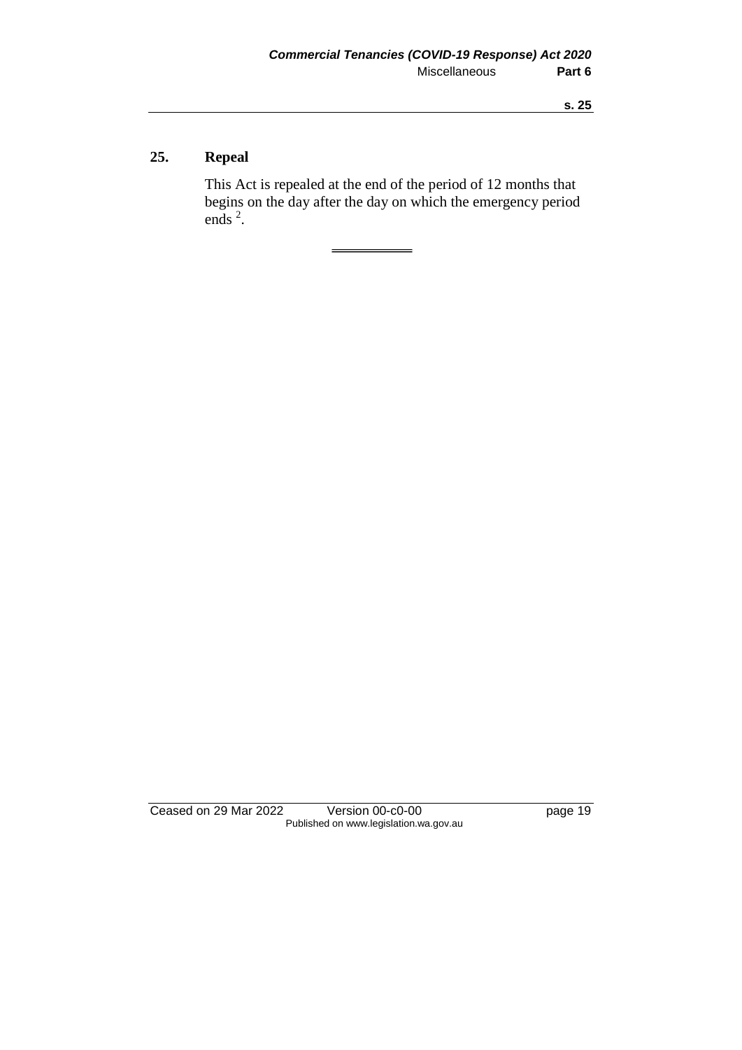## 25. Repeal

This Act is repealed at the end of the period of 12 months that begins on the day after the day on which the emergency period ends [2].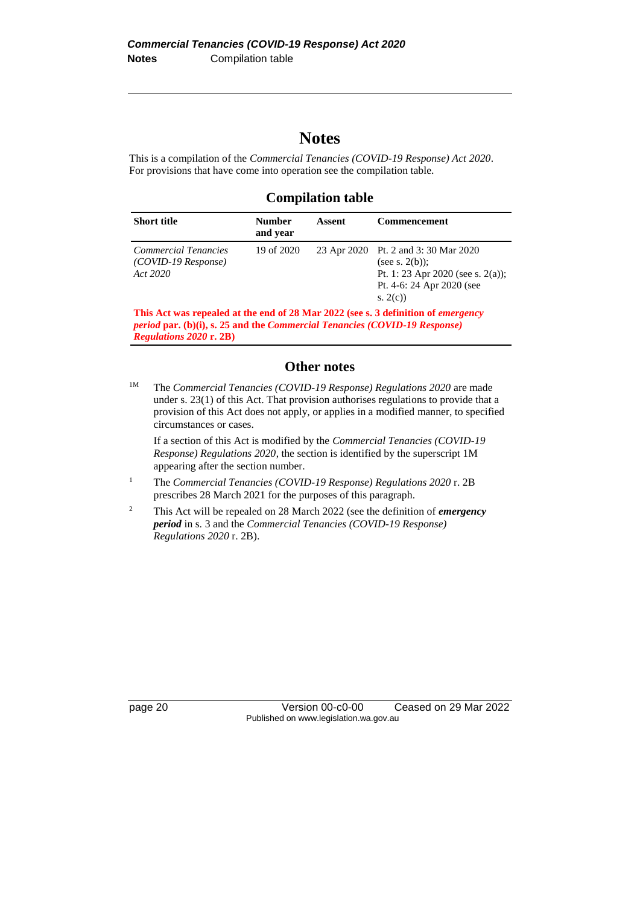# Notes

This is a compilation of the *Commercial Tenancies (COVID-19 Response) Act 2020*. For provisions that have come into operation see the compilation table.

## Compilation table

| Short title | Number and year | Assent | Commencement |
|---|---|---|---|
| *Commercial Tenancies (COVID-19 Response) Act 2020* | 19 of 2020 | 23 Apr 2020 | Pt. 2 and 3: 30 Mar 2020 (see s. 2(b)); Pt. 1: 23 Apr 2020 (see s. 2(a)); Pt. 4-6: 24 Apr 2020 (see s. 2(c)) |
| **This Act was repealed at the end of 28 Mar 2022 (see s. 3 definition of *emergency period* par. (b)(i), s. 25 and the *Commercial Tenancies (COVID-19 Response) Regulations 2020* r. 2B)** | | | |

## Other notes

[1M] The *Commercial Tenancies (COVID-19 Response) Regulations 2020* are made under s. 23(1) of this Act. That provision authorises regulations to provide that a provision of this Act does not apply, or applies in a modified manner, to specified circumstances or cases.

If a section of this Act is modified by the *Commercial Tenancies (COVID-19 Response) Regulations 2020*, the section is identified by the superscript 1M appearing after the section number.

[1] The *Commercial Tenancies (COVID-19 Response) Regulations 2020* r. 2B prescribes 28 March 2021 for the purposes of this paragraph.

[2] This Act will be repealed on 28 March 2022 (see the definition of ***emergency period*** in s. 3 and the *Commercial Tenancies (COVID-19 Response) Regulations 2020* r. 2B).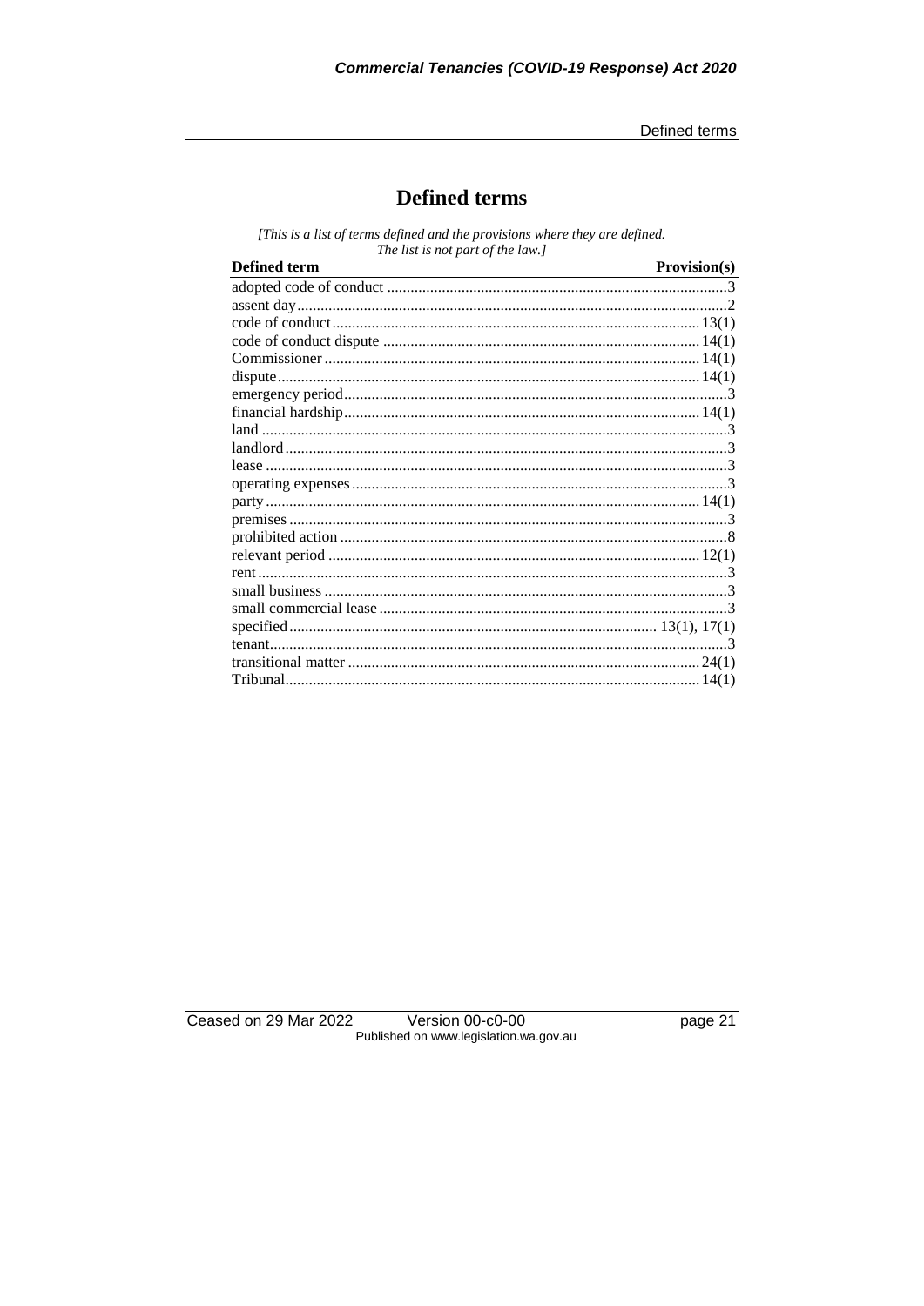# Defined terms

*[This is a list of terms defined and the provisions where they are defined. The list is not part of the law.]*

| Defined term | Provision(s) |
|---|---|
| adopted code of conduct | 3 |
| assent day | 2 |
| code of conduct | 13(1) |
| code of conduct dispute | 14(1) |
| Commissioner | 14(1) |
| dispute | 14(1) |
| emergency period | 3 |
| financial hardship | 14(1) |
| land | 3 |
| landlord | 3 |
| lease | 3 |
| operating expenses | 3 |
| party | 14(1) |
| premises | 3 |
| prohibited action | 8 |
| relevant period | 12(1) |
| rent | 3 |
| small business | 3 |
| small commercial lease | 3 |
| specified | 13(1), 17(1) |
| tenant | 3 |
| transitional matter | 24(1) |
| Tribunal | 14(1) |